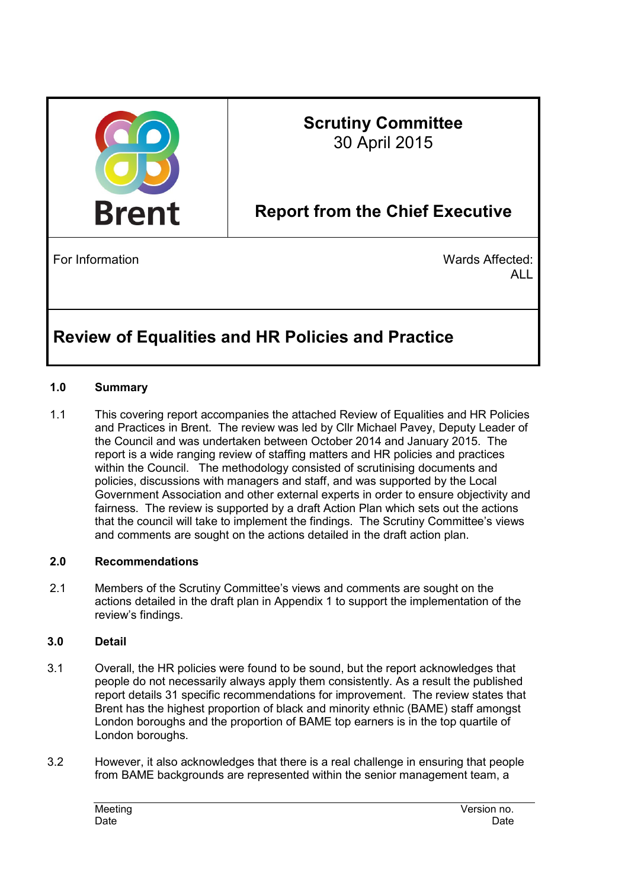| Brent | **Scrutiny Committee**<br>30 April 2015<br><br>**Report from the Chief Executive** |
|---|---|
| For Information | Wards Affected:<br>ALL |

# Review of Equalities and HR Policies and Practice

## 1.0 Summary

1.1 This covering report accompanies the attached Review of Equalities and HR Policies and Practices in Brent. The review was led by Cllr Michael Pavey, Deputy Leader of the Council and was undertaken between October 2014 and January 2015. The report is a wide ranging review of staffing matters and HR policies and practices within the Council. The methodology consisted of scrutinising documents and policies, discussions with managers and staff, and was supported by the Local Government Association and other external experts in order to ensure objectivity and fairness. The review is supported by a draft Action Plan which sets out the actions that the council will take to implement the findings. The Scrutiny Committee's views and comments are sought on the actions detailed in the draft action plan.

## 2.0 Recommendations

2.1 Members of the Scrutiny Committee's views and comments are sought on the actions detailed in the draft plan in Appendix 1 to support the implementation of the review's findings.

## 3.0 Detail

3.1 Overall, the HR policies were found to be sound, but the report acknowledges that people do not necessarily always apply them consistently. As a result the published report details 31 specific recommendations for improvement. The review states that Brent has the highest proportion of black and minority ethnic (BAME) staff amongst London boroughs and the proportion of BAME top earners is in the top quartile of London boroughs.

3.2 However, it also acknowledges that there is a real challenge in ensuring that people from BAME backgrounds are represented within the senior management team, a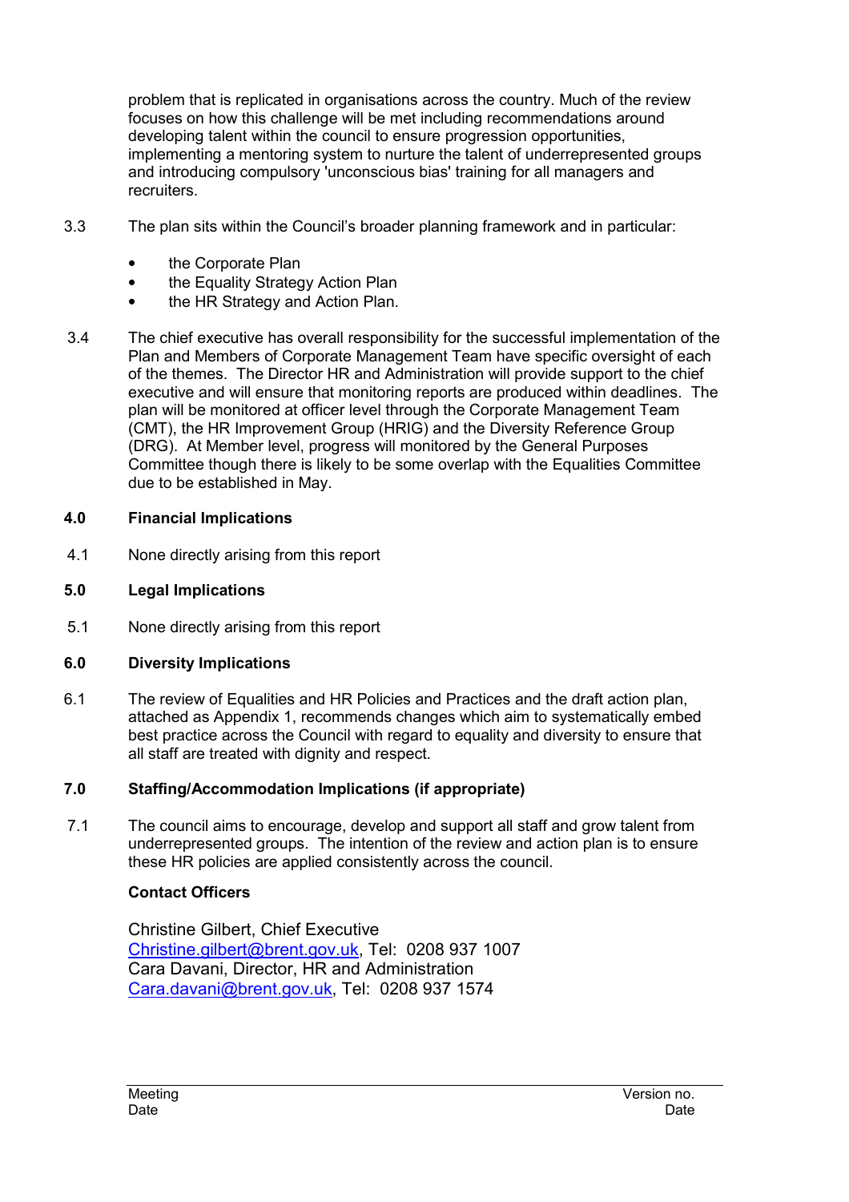problem that is replicated in organisations across the country. Much of the review focuses on how this challenge will be met including recommendations around developing talent within the council to ensure progression opportunities, implementing a mentoring system to nurture the talent of underrepresented groups and introducing compulsory 'unconscious bias' training for all managers and recruiters.

3.3 The plan sits within the Council's broader planning framework and in particular:

- the Corporate Plan
- the Equality Strategy Action Plan
- the HR Strategy and Action Plan.

3.4 The chief executive has overall responsibility for the successful implementation of the Plan and Members of Corporate Management Team have specific oversight of each of the themes. The Director HR and Administration will provide support to the chief executive and will ensure that monitoring reports are produced within deadlines. The plan will be monitored at officer level through the Corporate Management Team (CMT), the HR Improvement Group (HRIG) and the Diversity Reference Group (DRG). At Member level, progress will monitored by the General Purposes Committee though there is likely to be some overlap with the Equalities Committee due to be established in May.

## 4.0 Financial Implications

4.1 None directly arising from this report

## 5.0 Legal Implications

5.1 None directly arising from this report

## 6.0 Diversity Implications

6.1 The review of Equalities and HR Policies and Practices and the draft action plan, attached as Appendix 1, recommends changes which aim to systematically embed best practice across the Council with regard to equality and diversity to ensure that all staff are treated with dignity and respect.

## 7.0 Staffing/Accommodation Implications (if appropriate)

7.1 The council aims to encourage, develop and support all staff and grow talent from underrepresented groups. The intention of the review and action plan is to ensure these HR policies are applied consistently across the council.

**Contact Officers**

Christine Gilbert, Chief Executive
Christine.gilbert@brent.gov.uk, Tel: 0208 937 1007
Cara Davani, Director, HR and Administration
Cara.davani@brent.gov.uk, Tel: 0208 937 1574